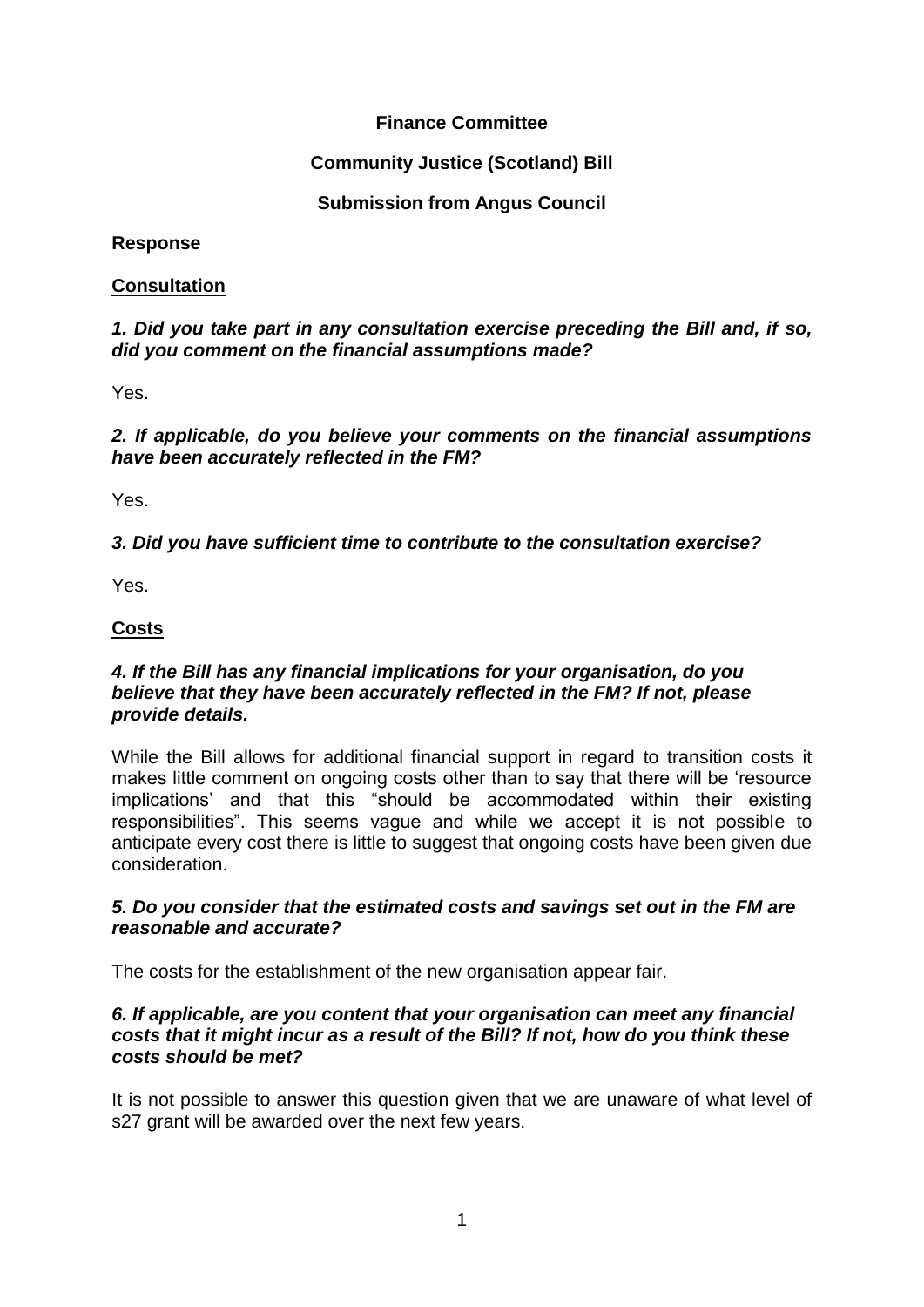**Finance Committee**

**Community Justice (Scotland) Bill**

**Submission from Angus Council**

**Response**

**Consultation**

***1. Did you take part in any consultation exercise preceding the Bill and, if so, did you comment on the financial assumptions made?***

Yes.

***2. If applicable, do you believe your comments on the financial assumptions have been accurately reflected in the FM?***

Yes.

***3. Did you have sufficient time to contribute to the consultation exercise?***

Yes.

**Costs**

***4. If the Bill has any financial implications for your organisation, do you believe that they have been accurately reflected in the FM? If not, please provide details.***

While the Bill allows for additional financial support in regard to transition costs it makes little comment on ongoing costs other than to say that there will be 'resource implications' and that this "should be accommodated within their existing responsibilities". This seems vague and while we accept it is not possible to anticipate every cost there is little to suggest that ongoing costs have been given due consideration.

***5. Do you consider that the estimated costs and savings set out in the FM are reasonable and accurate?***

The costs for the establishment of the new organisation appear fair.

***6. If applicable, are you content that your organisation can meet any financial costs that it might incur as a result of the Bill? If not, how do you think these costs should be met?***

It is not possible to answer this question given that we are unaware of what level of s27 grant will be awarded over the next few years.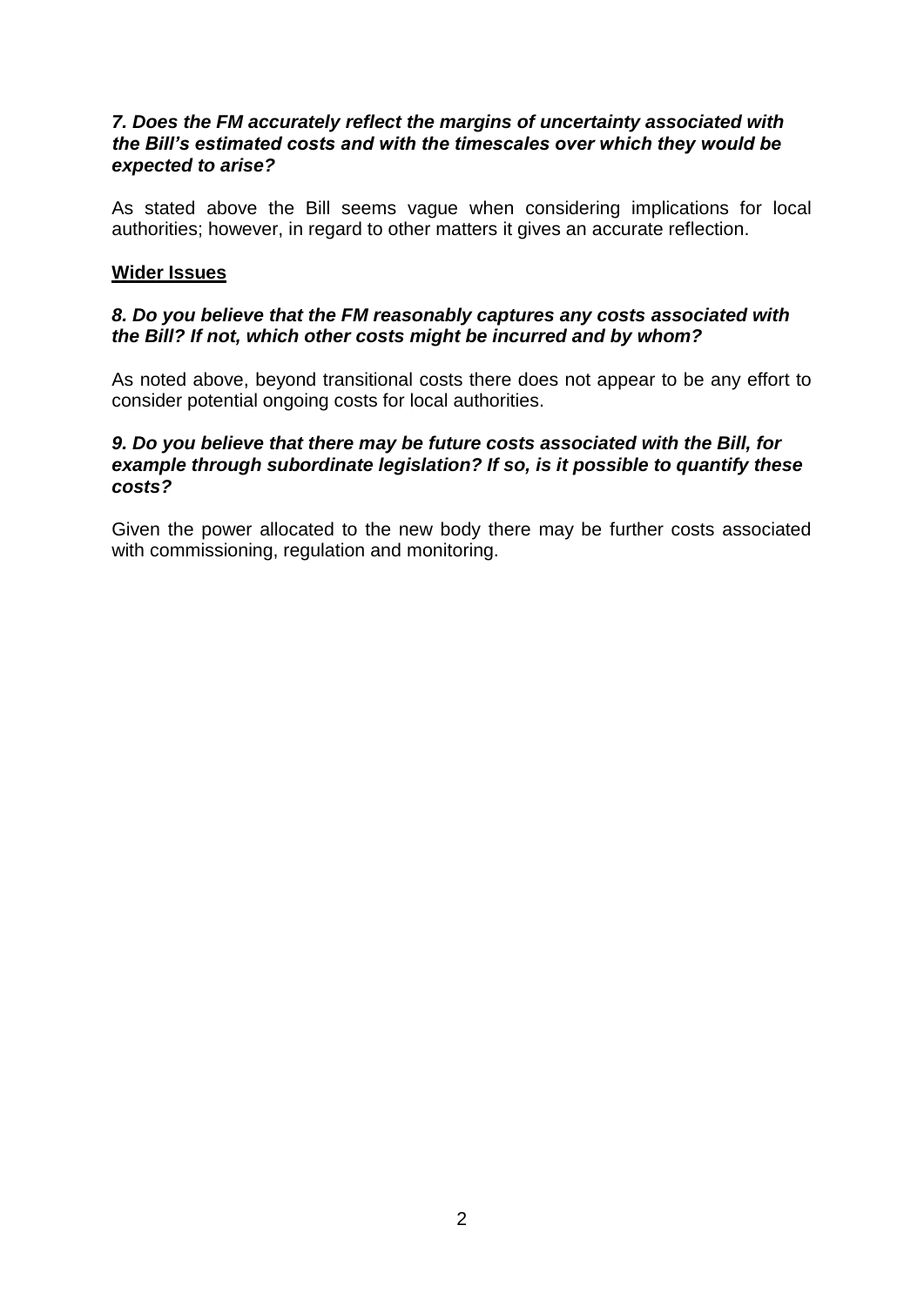***7. Does the FM accurately reflect the margins of uncertainty associated with the Bill's estimated costs and with the timescales over which they would be expected to arise?***

As stated above the Bill seems vague when considering implications for local authorities; however, in regard to other matters it gives an accurate reflection.

**Wider Issues**

***8. Do you believe that the FM reasonably captures any costs associated with the Bill? If not, which other costs might be incurred and by whom?***

As noted above, beyond transitional costs there does not appear to be any effort to consider potential ongoing costs for local authorities.

***9. Do you believe that there may be future costs associated with the Bill, for example through subordinate legislation? If so, is it possible to quantify these costs?***

Given the power allocated to the new body there may be further costs associated with commissioning, regulation and monitoring.